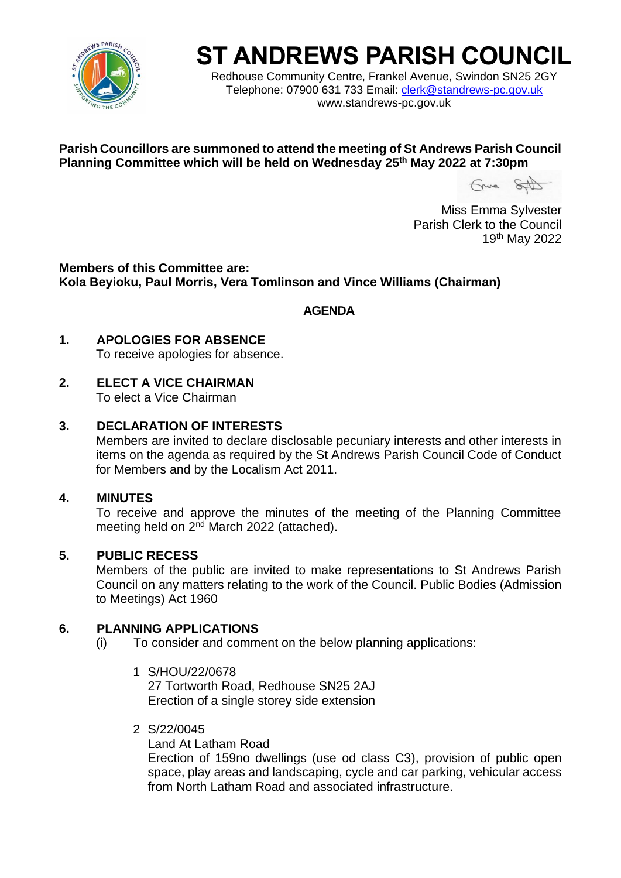# ST ANDREWS PARISH COUNCIL

Redhouse Community Centre, Frankel Avenue, Swindon SN25 2GY
Telephone: 07900 631 733 Email: clerk@standrews-pc.gov.uk
www.standrews-pc.gov.uk

**Parish Councillors are summoned to attend the meeting of St Andrews Parish Council Planning Committee which will be held on Wednesday 25th May 2022 at 7:30pm**

Miss Emma Sylvester
Parish Clerk to the Council
19th May 2022

**Members of this Committee are:**
**Kola Beyioku, Paul Morris, Vera Tomlinson and Vince Williams (Chairman)**

## AGENDA

**1. APOLOGIES FOR ABSENCE**
To receive apologies for absence.

**2. ELECT A VICE CHAIRMAN**
To elect a Vice Chairman

**3. DECLARATION OF INTERESTS**
Members are invited to declare disclosable pecuniary interests and other interests in items on the agenda as required by the St Andrews Parish Council Code of Conduct for Members and by the Localism Act 2011.

**4. MINUTES**
To receive and approve the minutes of the meeting of the Planning Committee meeting held on 2nd March 2022 (attached).

**5. PUBLIC RECESS**
Members of the public are invited to make representations to St Andrews Parish Council on any matters relating to the work of the Council. Public Bodies (Admission to Meetings) Act 1960

**6. PLANNING APPLICATIONS**
(i) To consider and comment on the below planning applications:

1. S/HOU/22/0678
   27 Tortworth Road, Redhouse SN25 2AJ
   Erection of a single storey side extension

2. S/22/0045
   Land At Latham Road
   Erection of 159no dwellings (use od class C3), provision of public open space, play areas and landscaping, cycle and car parking, vehicular access from North Latham Road and associated infrastructure.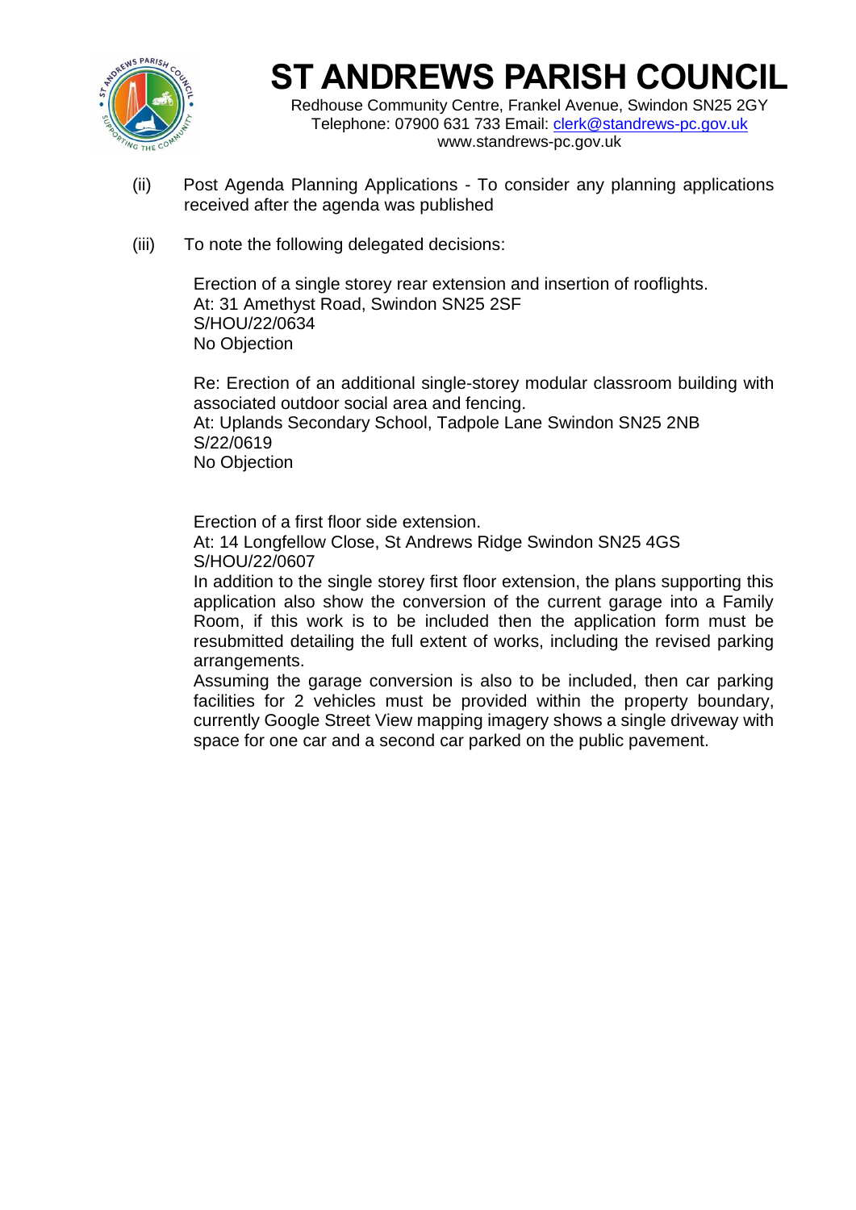# ST ANDREWS PARISH COUNCIL

Redhouse Community Centre, Frankel Avenue, Swindon SN25 2GY
Telephone: 07900 631 733 Email: clerk@standrews-pc.gov.uk
www.standrews-pc.gov.uk

(ii) Post Agenda Planning Applications - To consider any planning applications received after the agenda was published

(iii) To note the following delegated decisions:

Erection of a single storey rear extension and insertion of rooflights.
At: 31 Amethyst Road, Swindon SN25 2SF
S/HOU/22/0634
No Objection

Re: Erection of an additional single-storey modular classroom building with associated outdoor social area and fencing.
At: Uplands Secondary School, Tadpole Lane Swindon SN25 2NB
S/22/0619
No Objection

Erection of a first floor side extension.
At: 14 Longfellow Close, St Andrews Ridge Swindon SN25 4GS
S/HOU/22/0607
In addition to the single storey first floor extension, the plans supporting this application also show the conversion of the current garage into a Family Room, if this work is to be included then the application form must be resubmitted detailing the full extent of works, including the revised parking arrangements.
Assuming the garage conversion is also to be included, then car parking facilities for 2 vehicles must be provided within the property boundary, currently Google Street View mapping imagery shows a single driveway with space for one car and a second car parked on the public pavement.